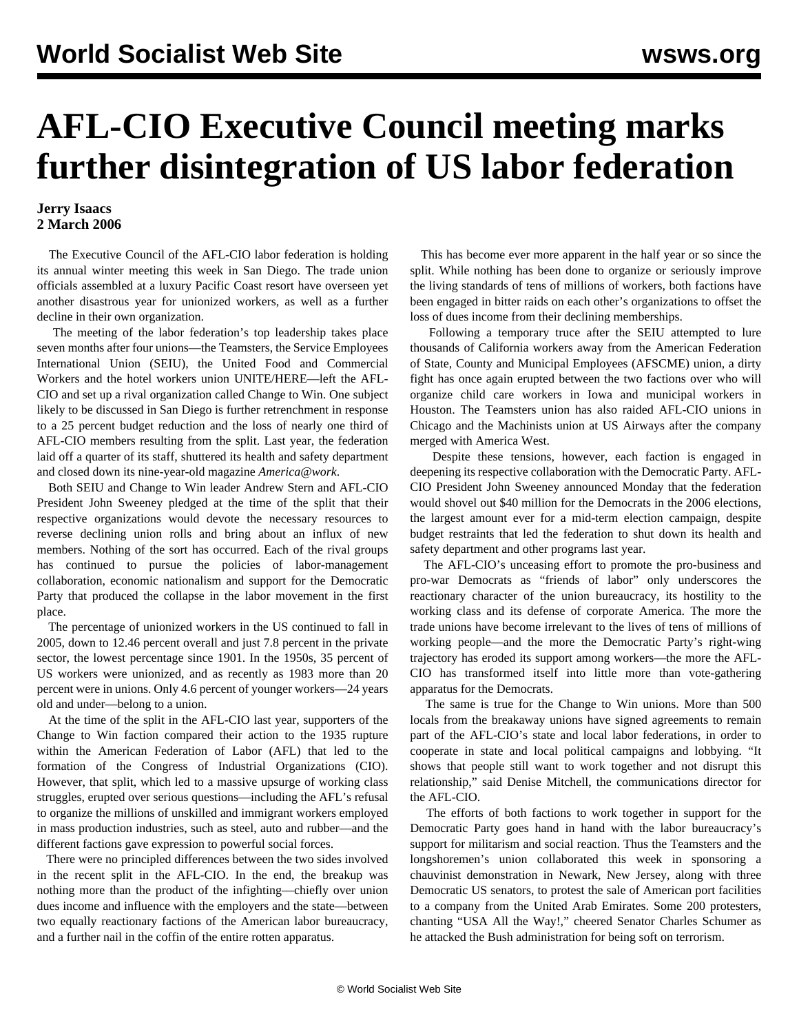# AFL-CIO Executive Council meeting marks further disintegration of US labor federation

**Jerry Isaacs**
**2 March 2006**

The Executive Council of the AFL-CIO labor federation is holding its annual winter meeting this week in San Diego. The trade union officials assembled at a luxury Pacific Coast resort have overseen yet another disastrous year for unionized workers, as well as a further decline in their own organization.

The meeting of the labor federation's top leadership takes place seven months after four unions—the Teamsters, the Service Employees International Union (SEIU), the United Food and Commercial Workers and the hotel workers union UNITE/HERE—left the AFL-CIO and set up a rival organization called Change to Win. One subject likely to be discussed in San Diego is further retrenchment in response to a 25 percent budget reduction and the loss of nearly one third of AFL-CIO members resulting from the split. Last year, the federation laid off a quarter of its staff, shuttered its health and safety department and closed down its nine-year-old magazine *America@work*.

Both SEIU and Change to Win leader Andrew Stern and AFL-CIO President John Sweeney pledged at the time of the split that their respective organizations would devote the necessary resources to reverse declining union rolls and bring about an influx of new members. Nothing of the sort has occurred. Each of the rival groups has continued to pursue the policies of labor-management collaboration, economic nationalism and support for the Democratic Party that produced the collapse in the labor movement in the first place.

The percentage of unionized workers in the US continued to fall in 2005, down to 12.46 percent overall and just 7.8 percent in the private sector, the lowest percentage since 1901. In the 1950s, 35 percent of US workers were unionized, and as recently as 1983 more than 20 percent were in unions. Only 4.6 percent of younger workers—24 years old and under—belong to a union.

At the time of the split in the AFL-CIO last year, supporters of the Change to Win faction compared their action to the 1935 rupture within the American Federation of Labor (AFL) that led to the formation of the Congress of Industrial Organizations (CIO). However, that split, which led to a massive upsurge of working class struggles, erupted over serious questions—including the AFL's refusal to organize the millions of unskilled and immigrant workers employed in mass production industries, such as steel, auto and rubber—and the different factions gave expression to powerful social forces.

There were no principled differences between the two sides involved in the recent split in the AFL-CIO. In the end, the breakup was nothing more than the product of the infighting—chiefly over union dues income and influence with the employers and the state—between two equally reactionary factions of the American labor bureaucracy, and a further nail in the coffin of the entire rotten apparatus.

This has become ever more apparent in the half year or so since the split. While nothing has been done to organize or seriously improve the living standards of tens of millions of workers, both factions have been engaged in bitter raids on each other's organizations to offset the loss of dues income from their declining memberships.

Following a temporary truce after the SEIU attempted to lure thousands of California workers away from the American Federation of State, County and Municipal Employees (AFSCME) union, a dirty fight has once again erupted between the two factions over who will organize child care workers in Iowa and municipal workers in Houston. The Teamsters union has also raided AFL-CIO unions in Chicago and the Machinists union at US Airways after the company merged with America West.

Despite these tensions, however, each faction is engaged in deepening its respective collaboration with the Democratic Party. AFL-CIO President John Sweeney announced Monday that the federation would shovel out $40 million for the Democrats in the 2006 elections, the largest amount ever for a mid-term election campaign, despite budget restraints that led the federation to shut down its health and safety department and other programs last year.

The AFL-CIO's unceasing effort to promote the pro-business and pro-war Democrats as "friends of labor" only underscores the reactionary character of the union bureaucracy, its hostility to the working class and its defense of corporate America. The more the trade unions have become irrelevant to the lives of tens of millions of working people—and the more the Democratic Party's right-wing trajectory has eroded its support among workers—the more the AFL-CIO has transformed itself into little more than vote-gathering apparatus for the Democrats.

The same is true for the Change to Win unions. More than 500 locals from the breakaway unions have signed agreements to remain part of the AFL-CIO's state and local labor federations, in order to cooperate in state and local political campaigns and lobbying. "It shows that people still want to work together and not disrupt this relationship," said Denise Mitchell, the communications director for the AFL-CIO.

The efforts of both factions to work together in support for the Democratic Party goes hand in hand with the labor bureaucracy's support for militarism and social reaction. Thus the Teamsters and the longshoremen's union collaborated this week in sponsoring a chauvinist demonstration in Newark, New Jersey, along with three Democratic US senators, to protest the sale of American port facilities to a company from the United Arab Emirates. Some 200 protesters, chanting "USA All the Way!," cheered Senator Charles Schumer as he attacked the Bush administration for being soft on terrorism.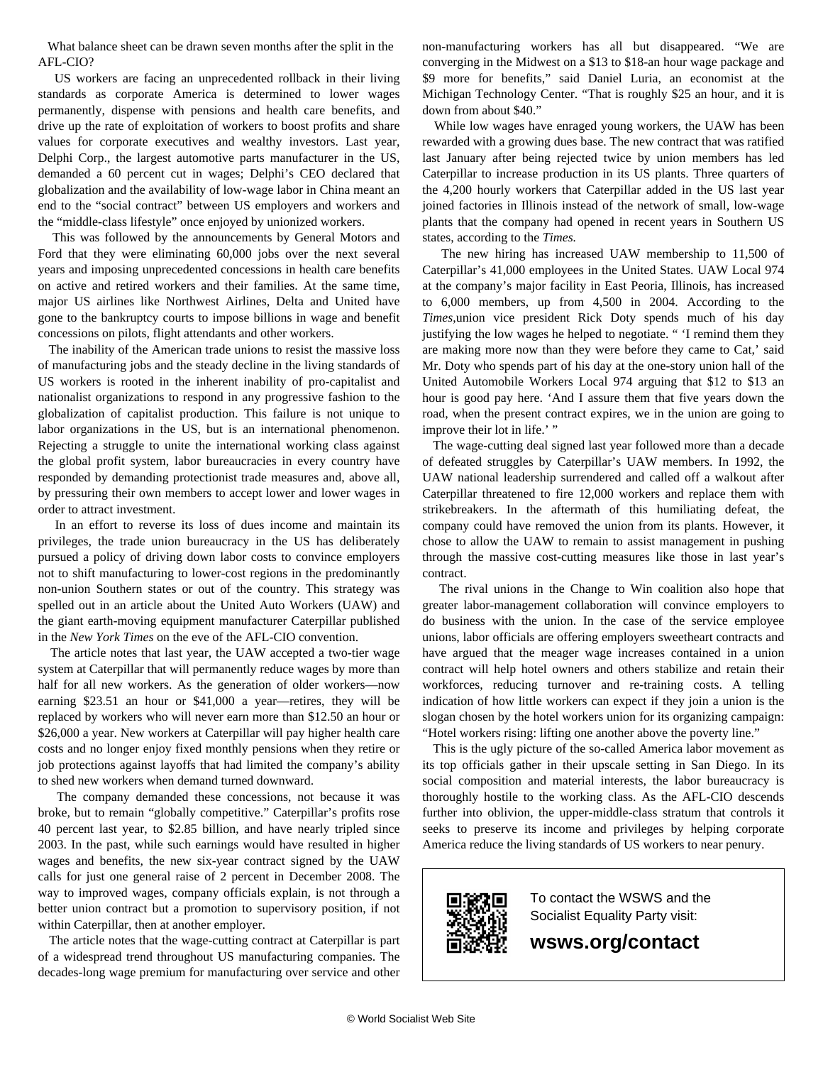What balance sheet can be drawn seven months after the split in the AFL-CIO?

US workers are facing an unprecedented rollback in their living standards as corporate America is determined to lower wages permanently, dispense with pensions and health care benefits, and drive up the rate of exploitation of workers to boost profits and share values for corporate executives and wealthy investors. Last year, Delphi Corp., the largest automotive parts manufacturer in the US, demanded a 60 percent cut in wages; Delphi's CEO declared that globalization and the availability of low-wage labor in China meant an end to the "social contract" between US employers and workers and the "middle-class lifestyle" once enjoyed by unionized workers.

This was followed by the announcements by General Motors and Ford that they were eliminating 60,000 jobs over the next several years and imposing unprecedented concessions in health care benefits on active and retired workers and their families. At the same time, major US airlines like Northwest Airlines, Delta and United have gone to the bankruptcy courts to impose billions in wage and benefit concessions on pilots, flight attendants and other workers.

The inability of the American trade unions to resist the massive loss of manufacturing jobs and the steady decline in the living standards of US workers is rooted in the inherent inability of pro-capitalist and nationalist organizations to respond in any progressive fashion to the globalization of capitalist production. This failure is not unique to labor organizations in the US, but is an international phenomenon. Rejecting a struggle to unite the international working class against the global profit system, labor bureaucracies in every country have responded by demanding protectionist trade measures and, above all, by pressuring their own members to accept lower and lower wages in order to attract investment.

In an effort to reverse its loss of dues income and maintain its privileges, the trade union bureaucracy in the US has deliberately pursued a policy of driving down labor costs to convince employers not to shift manufacturing to lower-cost regions in the predominantly non-union Southern states or out of the country. This strategy was spelled out in an article about the United Auto Workers (UAW) and the giant earth-moving equipment manufacturer Caterpillar published in the *New York Times* on the eve of the AFL-CIO convention.

The article notes that last year, the UAW accepted a two-tier wage system at Caterpillar that will permanently reduce wages by more than half for all new workers. As the generation of older workers—now earning $23.51 an hour or $41,000 a year—retires, they will be replaced by workers who will never earn more than $12.50 an hour or $26,000 a year. New workers at Caterpillar will pay higher health care costs and no longer enjoy fixed monthly pensions when they retire or job protections against layoffs that had limited the company's ability to shed new workers when demand turned downward.

The company demanded these concessions, not because it was broke, but to remain "globally competitive." Caterpillar's profits rose 40 percent last year, to $2.85 billion, and have nearly tripled since 2003. In the past, while such earnings would have resulted in higher wages and benefits, the new six-year contract signed by the UAW calls for just one general raise of 2 percent in December 2008. The way to improved wages, company officials explain, is not through a better union contract but a promotion to supervisory position, if not within Caterpillar, then at another employer.

The article notes that the wage-cutting contract at Caterpillar is part of a widespread trend throughout US manufacturing companies. The decades-long wage premium for manufacturing over service and other non-manufacturing workers has all but disappeared. "We are converging in the Midwest on a $13 to $18-an hour wage package and $9 more for benefits," said Daniel Luria, an economist at the Michigan Technology Center. "That is roughly $25 an hour, and it is down from about $40."

While low wages have enraged young workers, the UAW has been rewarded with a growing dues base. The new contract that was ratified last January after being rejected twice by union members has led Caterpillar to increase production in its US plants. Three quarters of the 4,200 hourly workers that Caterpillar added in the US last year joined factories in Illinois instead of the network of small, low-wage plants that the company had opened in recent years in Southern US states, according to the *Times.*

The new hiring has increased UAW membership to 11,500 of Caterpillar's 41,000 employees in the United States. UAW Local 974 at the company's major facility in East Peoria, Illinois, has increased to 6,000 members, up from 4,500 in 2004. According to the *Times*,union vice president Rick Doty spends much of his day justifying the low wages he helped to negotiate. " 'I remind them they are making more now than they were before they came to Cat,' said Mr. Doty who spends part of his day at the one-story union hall of the United Automobile Workers Local 974 arguing that $12 to $13 an hour is good pay here. 'And I assure them that five years down the road, when the present contract expires, we in the union are going to improve their lot in life.' "

The wage-cutting deal signed last year followed more than a decade of defeated struggles by Caterpillar's UAW members. In 1992, the UAW national leadership surrendered and called off a walkout after Caterpillar threatened to fire 12,000 workers and replace them with strikebreakers. In the aftermath of this humiliating defeat, the company could have removed the union from its plants. However, it chose to allow the UAW to remain to assist management in pushing through the massive cost-cutting measures like those in last year's contract.

The rival unions in the Change to Win coalition also hope that greater labor-management collaboration will convince employers to do business with the union. In the case of the service employee unions, labor officials are offering employers sweetheart contracts and have argued that the meager wage increases contained in a union contract will help hotel owners and others stabilize and retain their workforces, reducing turnover and re-training costs. A telling indication of how little workers can expect if they join a union is the slogan chosen by the hotel workers union for its organizing campaign: "Hotel workers rising: lifting one another above the poverty line."

This is the ugly picture of the so-called America labor movement as its top officials gather in their upscale setting in San Diego. In its social composition and material interests, the labor bureaucracy is thoroughly hostile to the working class. As the AFL-CIO descends further into oblivion, the upper-middle-class stratum that controls it seeks to preserve its income and privileges by helping corporate America reduce the living standards of US workers to near penury.

To contact the WSWS and the Socialist Equality Party visit:

**wsws.org/contact**